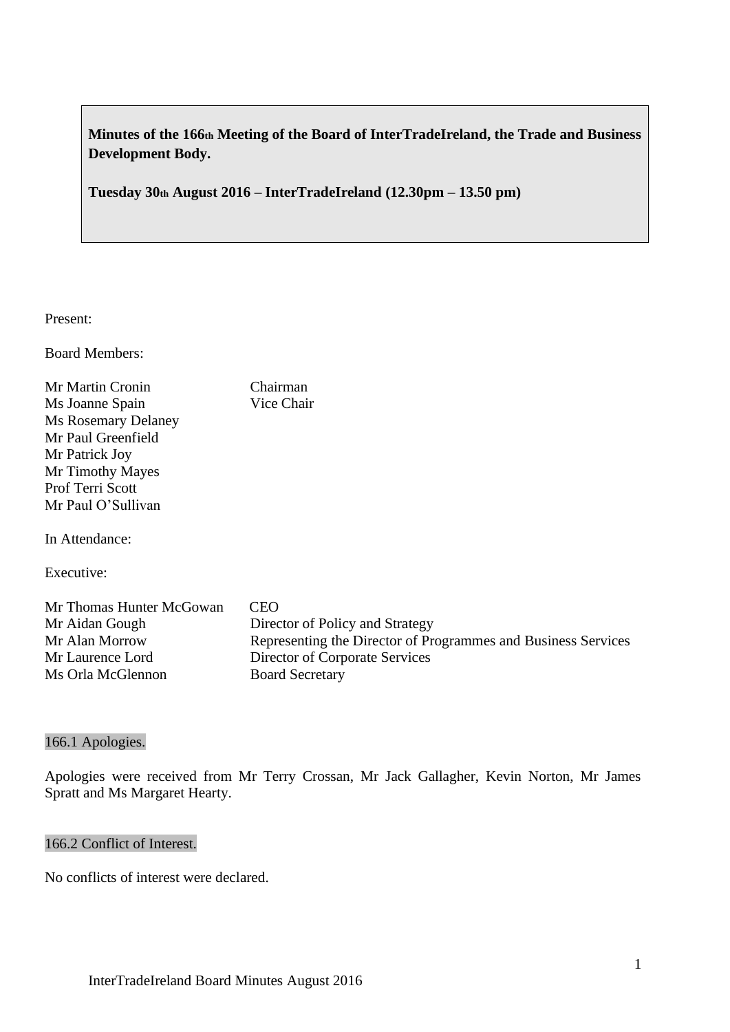**Minutes of the 166th Meeting of the Board of InterTradeIreland, the Trade and Business Development Body.**

**Tuesday 30th August 2016 – InterTradeIreland (12.30pm – 13.50 pm)**

Present:

Board Members:

| | |
|---|---|
| Mr Martin Cronin | Chairman |
| Ms Joanne Spain | Vice Chair |
| Ms Rosemary Delaney | |
| Mr Paul Greenfield | |
| Mr Patrick Joy | |
| Mr Timothy Mayes | |
| Prof Terri Scott | |
| Mr Paul O'Sullivan | |

In Attendance:

Executive:

| | |
|---|---|
| Mr Thomas Hunter McGowan | CEO |
| Mr Aidan Gough | Director of Policy and Strategy |
| Mr Alan Morrow | Representing the Director of Programmes and Business Services |
| Mr Laurence Lord | Director of Corporate Services |
| Ms Orla McGlennon | Board Secretary |

## 166.1 Apologies.

Apologies were received from Mr Terry Crossan, Mr Jack Gallagher, Kevin Norton, Mr James Spratt and Ms Margaret Hearty.

## 166.2 Conflict of Interest.

No conflicts of interest were declared.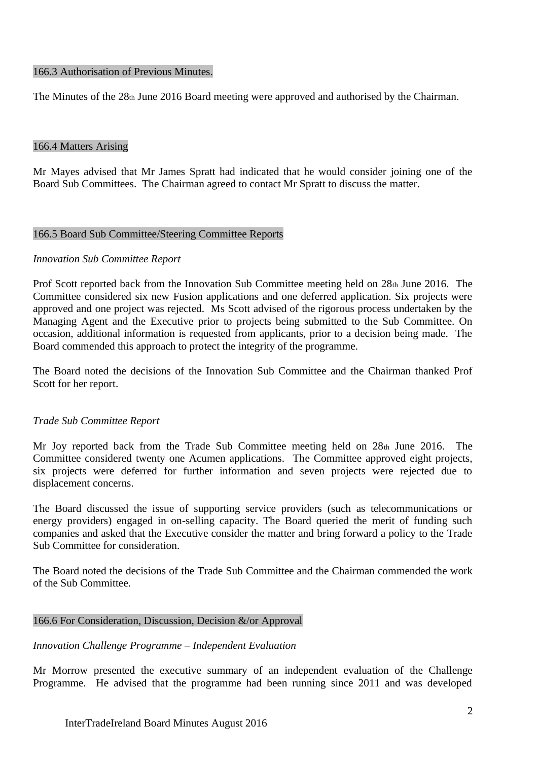## 166.3 Authorisation of Previous Minutes.

The Minutes of the 28th June 2016 Board meeting were approved and authorised by the Chairman.

## 166.4 Matters Arising

Mr Mayes advised that Mr James Spratt had indicated that he would consider joining one of the Board Sub Committees. The Chairman agreed to contact Mr Spratt to discuss the matter.

## 166.5 Board Sub Committee/Steering Committee Reports

*Innovation Sub Committee Report*

Prof Scott reported back from the Innovation Sub Committee meeting held on 28th June 2016. The Committee considered six new Fusion applications and one deferred application. Six projects were approved and one project was rejected. Ms Scott advised of the rigorous process undertaken by the Managing Agent and the Executive prior to projects being submitted to the Sub Committee. On occasion, additional information is requested from applicants, prior to a decision being made. The Board commended this approach to protect the integrity of the programme.

The Board noted the decisions of the Innovation Sub Committee and the Chairman thanked Prof Scott for her report.

*Trade Sub Committee Report*

Mr Joy reported back from the Trade Sub Committee meeting held on 28th June 2016. The Committee considered twenty one Acumen applications. The Committee approved eight projects, six projects were deferred for further information and seven projects were rejected due to displacement concerns.

The Board discussed the issue of supporting service providers (such as telecommunications or energy providers) engaged in on-selling capacity. The Board queried the merit of funding such companies and asked that the Executive consider the matter and bring forward a policy to the Trade Sub Committee for consideration.

The Board noted the decisions of the Trade Sub Committee and the Chairman commended the work of the Sub Committee.

## 166.6 For Consideration, Discussion, Decision &/or Approval

*Innovation Challenge Programme – Independent Evaluation*

Mr Morrow presented the executive summary of an independent evaluation of the Challenge Programme. He advised that the programme had been running since 2011 and was developed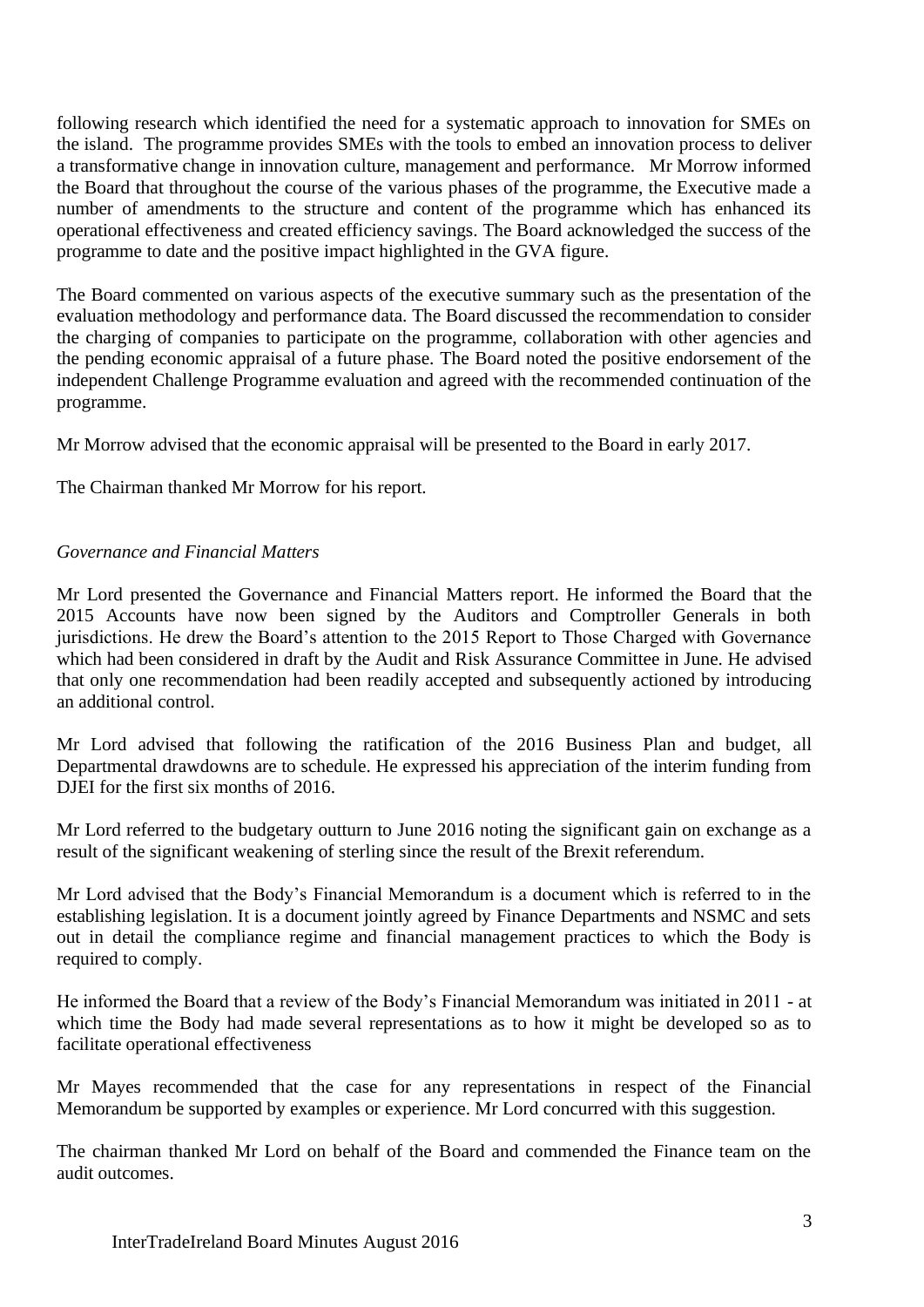following research which identified the need for a systematic approach to innovation for SMEs on the island. The programme provides SMEs with the tools to embed an innovation process to deliver a transformative change in innovation culture, management and performance. Mr Morrow informed the Board that throughout the course of the various phases of the programme, the Executive made a number of amendments to the structure and content of the programme which has enhanced its operational effectiveness and created efficiency savings. The Board acknowledged the success of the programme to date and the positive impact highlighted in the GVA figure.

The Board commented on various aspects of the executive summary such as the presentation of the evaluation methodology and performance data. The Board discussed the recommendation to consider the charging of companies to participate on the programme, collaboration with other agencies and the pending economic appraisal of a future phase. The Board noted the positive endorsement of the independent Challenge Programme evaluation and agreed with the recommended continuation of the programme.

Mr Morrow advised that the economic appraisal will be presented to the Board in early 2017.

The Chairman thanked Mr Morrow for his report.

*Governance and Financial Matters*

Mr Lord presented the Governance and Financial Matters report. He informed the Board that the 2015 Accounts have now been signed by the Auditors and Comptroller Generals in both jurisdictions. He drew the Board's attention to the 2015 Report to Those Charged with Governance which had been considered in draft by the Audit and Risk Assurance Committee in June. He advised that only one recommendation had been readily accepted and subsequently actioned by introducing an additional control.

Mr Lord advised that following the ratification of the 2016 Business Plan and budget, all Departmental drawdowns are to schedule. He expressed his appreciation of the interim funding from DJEI for the first six months of 2016.

Mr Lord referred to the budgetary outturn to June 2016 noting the significant gain on exchange as a result of the significant weakening of sterling since the result of the Brexit referendum.

Mr Lord advised that the Body's Financial Memorandum is a document which is referred to in the establishing legislation. It is a document jointly agreed by Finance Departments and NSMC and sets out in detail the compliance regime and financial management practices to which the Body is required to comply.

He informed the Board that a review of the Body's Financial Memorandum was initiated in 2011 - at which time the Body had made several representations as to how it might be developed so as to facilitate operational effectiveness

Mr Mayes recommended that the case for any representations in respect of the Financial Memorandum be supported by examples or experience. Mr Lord concurred with this suggestion.

The chairman thanked Mr Lord on behalf of the Board and commended the Finance team on the audit outcomes.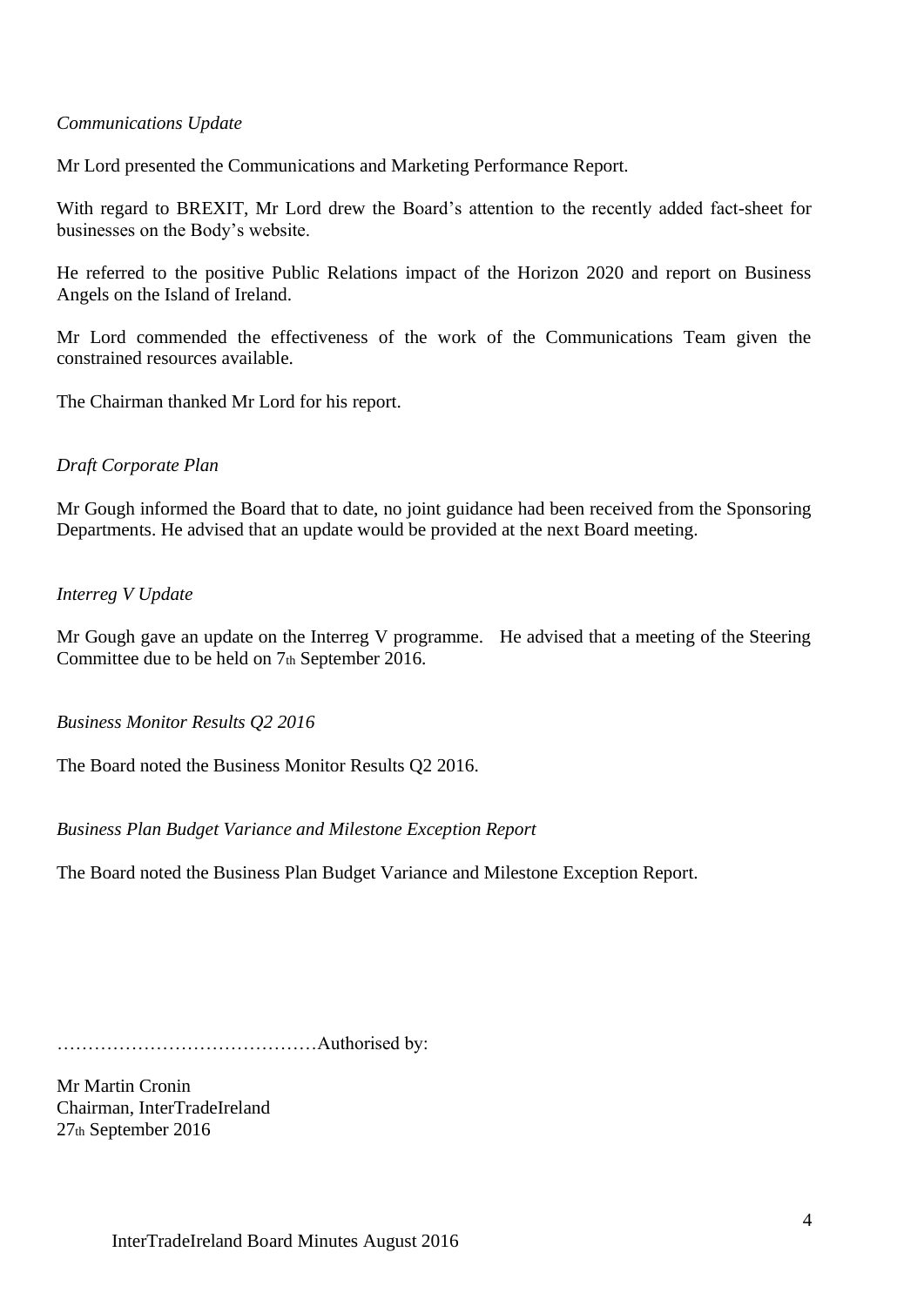*Communications Update*

Mr Lord presented the Communications and Marketing Performance Report.

With regard to BREXIT, Mr Lord drew the Board's attention to the recently added fact-sheet for businesses on the Body's website.

He referred to the positive Public Relations impact of the Horizon 2020 and report on Business Angels on the Island of Ireland.

Mr Lord commended the effectiveness of the work of the Communications Team given the constrained resources available.

The Chairman thanked Mr Lord for his report.

*Draft Corporate Plan*

Mr Gough informed the Board that to date, no joint guidance had been received from the Sponsoring Departments. He advised that an update would be provided at the next Board meeting.

*Interreg V Update*

Mr Gough gave an update on the Interreg V programme. He advised that a meeting of the Steering Committee due to be held on 7th September 2016.

*Business Monitor Results Q2 2016*

The Board noted the Business Monitor Results Q2 2016.

*Business Plan Budget Variance and Milestone Exception Report*

The Board noted the Business Plan Budget Variance and Milestone Exception Report.

……………………………………Authorised by:

Mr Martin Cronin
Chairman, InterTradeIreland
27th September 2016